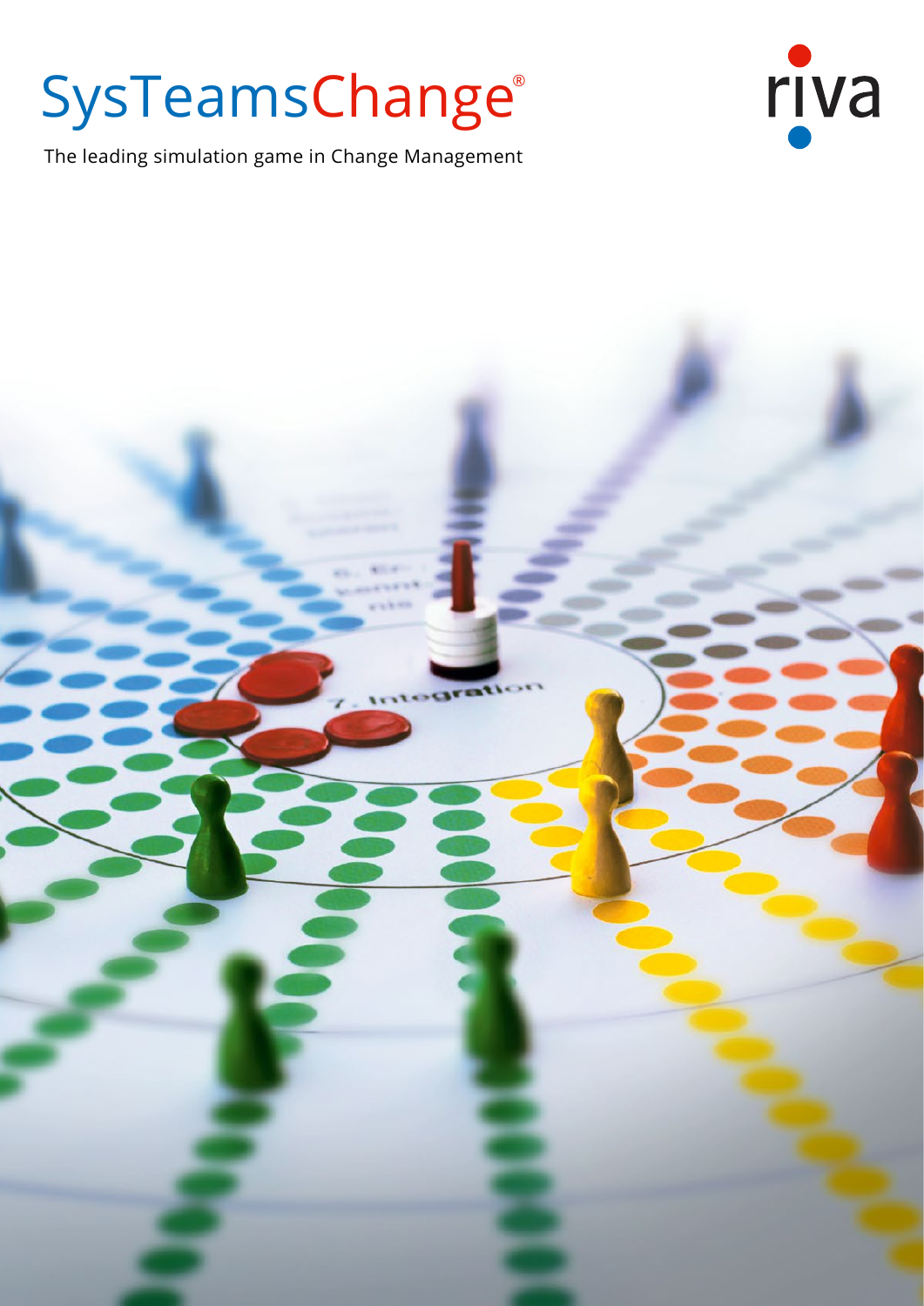# SysTeamsChange®

The leading simulation game in Change Management

riva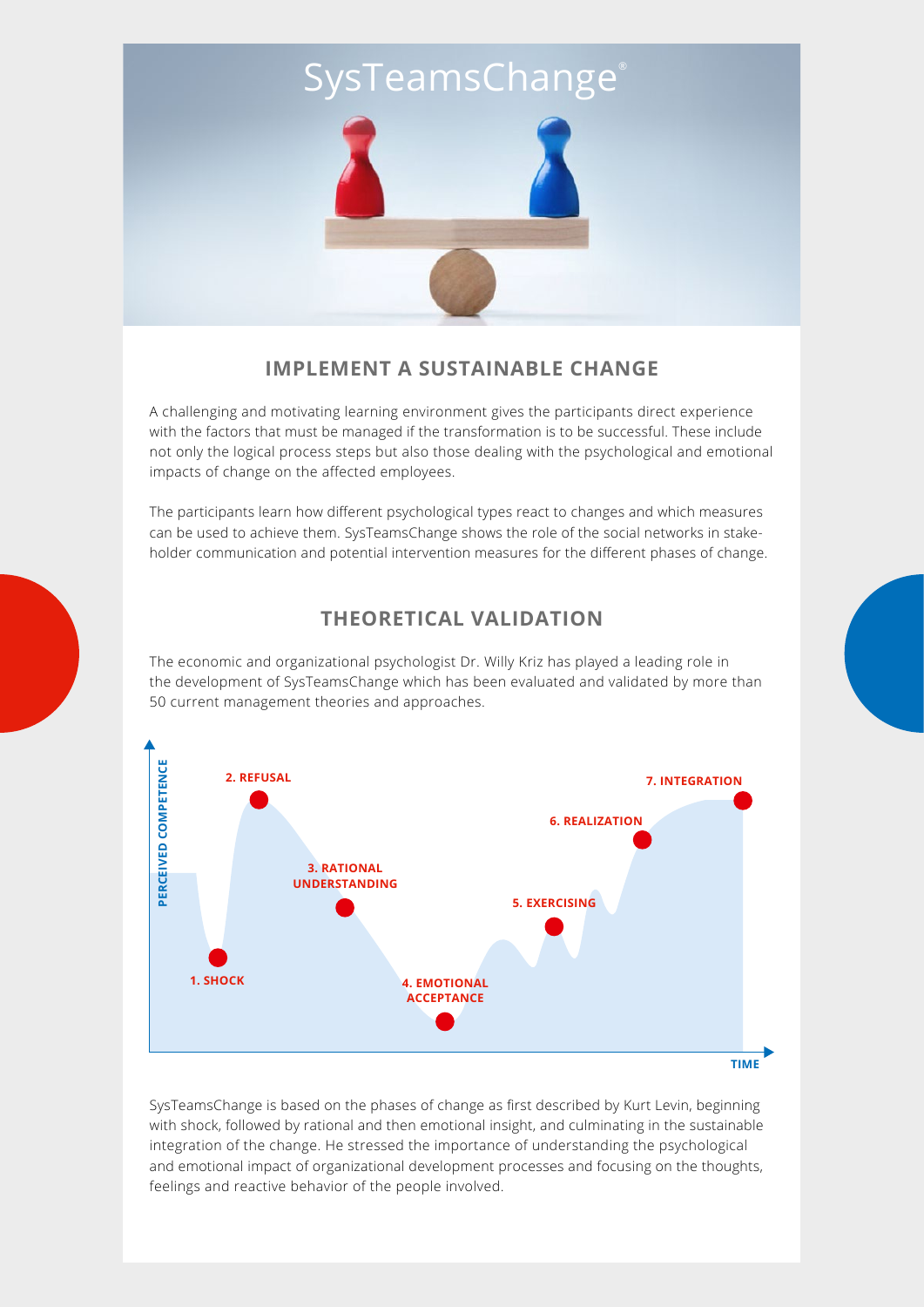SysTeamsChange®

## IMPLEMENT A SUSTAINABLE CHANGE

A challenging and motivating learning environment gives the participants direct experience with the factors that must be managed if the transformation is to be successful. These include not only the logical process steps but also those dealing with the psychological and emotional impacts of change on the affected employees.

The participants learn how different psychological types react to changes and which measures can be used to achieve them. SysTeamsChange shows the role of the social networks in stake-holder communication and potential intervention measures for the different phases of change.

## THEORETICAL VALIDATION

The economic and organizational psychologist Dr. Willy Kriz has played a leading role in the development of SysTeamsChange which has been evaluated and validated by more than 50 current management theories and approaches.

PERCEIVED COMPETENCE

1. SHOCK
2. REFUSAL
3. RATIONAL UNDERSTANDING
4. EMOTIONAL ACCEPTANCE
5. EXERCISING
6. REALIZATION
7. INTEGRATION

TIME

SysTeamsChange is based on the phases of change as first described by Kurt Levin, beginning with shock, followed by rational and then emotional insight, and culminating in the sustainable integration of the change. He stressed the importance of understanding the psychological and emotional impact of organizational development processes and focusing on the thoughts, feelings and reactive behavior of the people involved.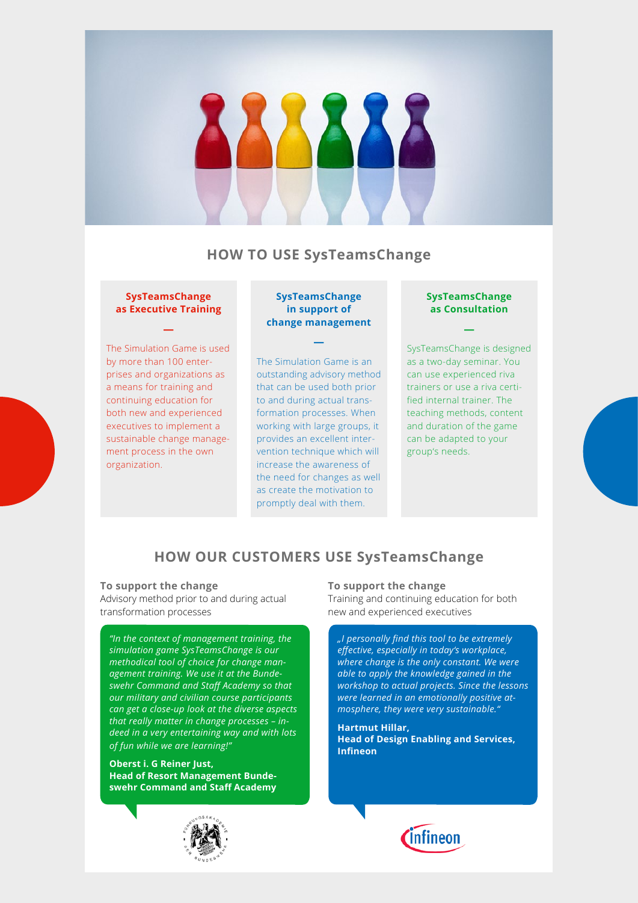## HOW TO USE SysTeamsChange

### SysTeamsChange as Executive Training

The Simulation Game is used by more than 100 enterprises and organizations as a means for training and continuing education for both new and experienced executives to implement a sustainable change management process in the own organization.

### SysTeamsChange in support of change management

The Simulation Game is an outstanding advisory method that can be used both prior to and during actual transformation processes. When working with large groups, it provides an excellent intervention technique which will increase the awareness of the need for changes as well as create the motivation to promptly deal with them.

### SysTeamsChange as Consultation

SysTeamsChange is designed as a two-day seminar. You can use experienced riva trainers or use a riva certified internal trainer. The teaching methods, content and duration of the game can be adapted to your group's needs.

## HOW OUR CUSTOMERS USE SysTeamsChange

**To support the change**
Advisory method prior to and during actual transformation processes

*"In the context of management training, the simulation game SysTeamsChange is our methodical tool of choice for change management training. We use it at the Bundeswehr Command and Staff Academy so that our military and civilian course participants can get a close-up look at the diverse aspects that really matter in change processes – indeed in a very entertaining way and with lots of fun while we are learning!"*

**Oberst i. G Reiner Just,**
**Head of Resort Management Bundeswehr Command and Staff Academy**

**To support the change**
Training and continuing education for both new and experienced executives

*„I personally find this tool to be extremely effective, especially in today's workplace, where change is the only constant. We were able to apply the knowledge gained in the workshop to actual projects. Since the lessons were learned in an emotionally positive atmosphere, they were very sustainable."*

**Hartmut Hillar,**
**Head of Design Enabling and Services, Infineon**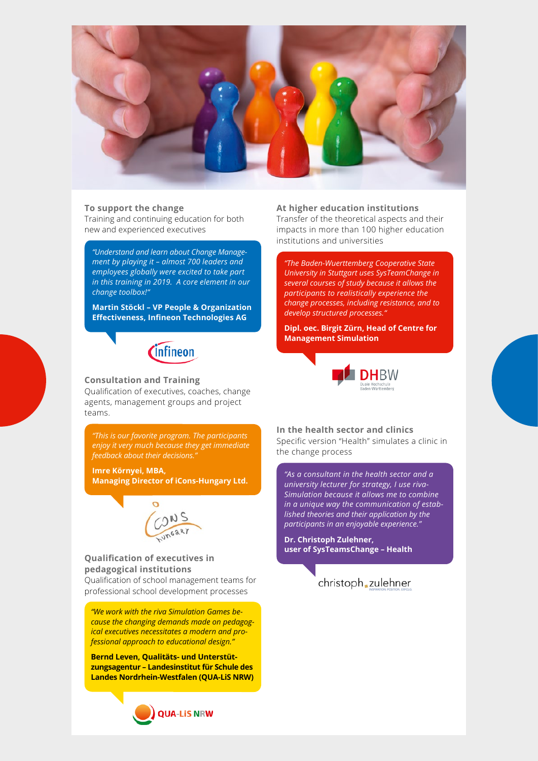### To support the change

Training and continuing education for both new and experienced executives

*"Understand and learn about Change Management by playing it – almost 700 leaders and employees globally were excited to take part in this training in 2019. A core element in our change toolbox!"*

**Martin Stöckl – VP People & Organization Effectiveness, Infineon Technologies AG**

### Consultation and Training

Qualification of executives, coaches, change agents, management groups and project teams.

*"This is our favorite program. The participants enjoy it very much because they get immediate feedback about their decisions."*

**Imre Környei, MBA, Managing Director of iCons-Hungary Ltd.**

### Qualification of executives in pedagogical institutions

Qualification of school management teams for professional school development processes

*"We work with the riva Simulation Games because the changing demands made on pedagogical executives necessitates a modern and professional approach to educational design."*

**Bernd Leven, Qualitäts- und Unterstützungsagentur – Landesinstitut für Schule des Landes Nordrhein-Westfalen (QUA-LiS NRW)**

### At higher education institutions

Transfer of the theoretical aspects and their impacts in more than 100 higher education institutions and universities

*"The Baden-Wuerttemberg Cooperative State University in Stuttgart uses SysTeamChange in several courses of study because it allows the participants to realistically experience the change processes, including resistance, and to develop structured processes."*

**Dipl. oec. Birgit Zürn, Head of Centre for Management Simulation**

### In the health sector and clinics

Specific version "Health" simulates a clinic in the change process

*"As a consultant in the health sector and a university lecturer for strategy, I use riva-Simulation because it allows me to combine in a unique way the communication of established theories and their application by the participants in an enjoyable experience."*

**Dr. Christoph Zulehner, user of SysTeamsChange – Health**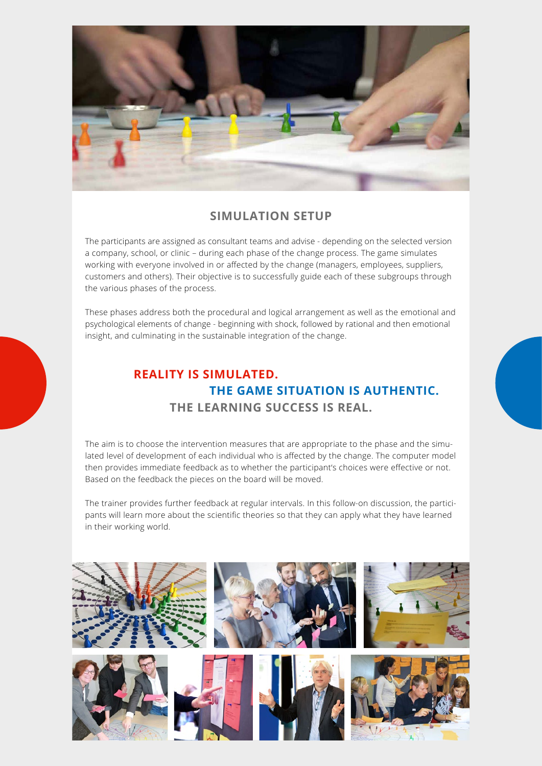## SIMULATION SETUP

The participants are assigned as consultant teams and advise - depending on the selected version a company, school, or clinic – during each phase of the change process. The game simulates working with everyone involved in or affected by the change (managers, employees, suppliers, customers and others). Their objective is to successfully guide each of these subgroups through the various phases of the process.

These phases address both the procedural and logical arrangement as well as the emotional and psychological elements of change - beginning with shock, followed by rational and then emotional insight, and culminating in the sustainable integration of the change.

**REALITY IS SIMULATED.**
**THE GAME SITUATION IS AUTHENTIC.**
**THE LEARNING SUCCESS IS REAL.**

The aim is to choose the intervention measures that are appropriate to the phase and the simulated level of development of each individual who is affected by the change. The computer model then provides immediate feedback as to whether the participant's choices were effective or not. Based on the feedback the pieces on the board will be moved.

The trainer provides further feedback at regular intervals. In this follow-on discussion, the participants will learn more about the scientific theories so that they can apply what they have learned in their working world.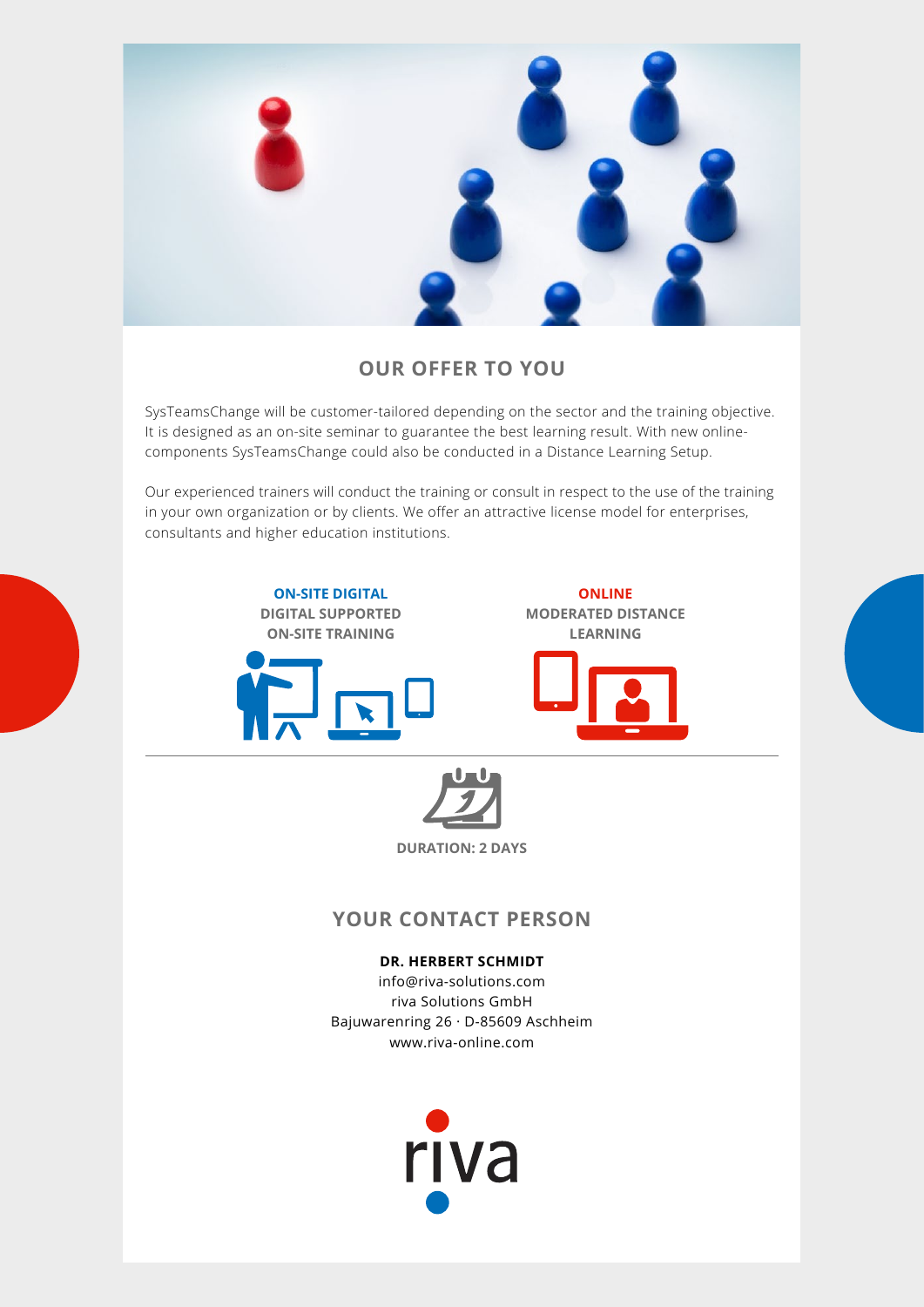## OUR OFFER TO YOU

SysTeamsChange will be customer-tailored depending on the sector and the training objective. It is designed as an on-site seminar to guarantee the best learning result. With new online-components SysTeamsChange could also be conducted in a Distance Learning Setup.

Our experienced trainers will conduct the training or consult in respect to the use of the training in your own organization or by clients. We offer an attractive license model for enterprises, consultants and higher education institutions.

**ON-SITE DIGITAL**
**DIGITAL SUPPORTED ON-SITE TRAINING**

**ONLINE**
**MODERATED DISTANCE LEARNING**

**DURATION: 2 DAYS**

## YOUR CONTACT PERSON

**DR. HERBERT SCHMIDT**
info@riva-solutions.com
riva Solutions GmbH
Bajuwarenring 26 · D-85609 Aschheim
www.riva-online.com

riva